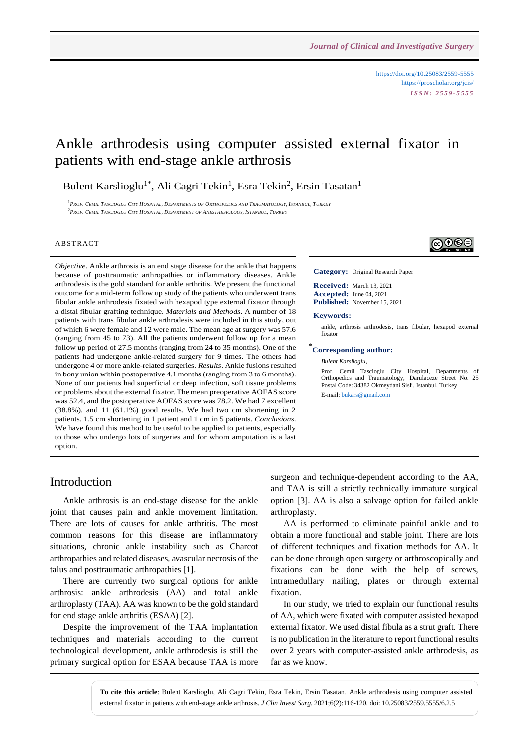https://doi.org/10.25083/2559-5555
https://proscholar.org/jcis/
*ISSN: 2559-5555*

# Ankle arthrodesis using computer assisted external fixator in patients with end-stage ankle arthrosis

Bulent Karslioglu[1*], Ali Cagri Tekin[1], Esra Tekin[2], Ersin Tasatan[1]

[1]Prof. Cemil Tascioglu City Hospital, Departments of Orthopedics and Traumatology, Istanbul, Turkey
[2]Prof. Cemil Tascioglu City Hospital, Department of Anesthesiology, Istanbul, Turkey

## ABSTRACT

*Objective*. Ankle arthrosis is an end stage disease for the ankle that happens because of posttraumatic arthropathies or inflammatory diseases. Ankle arthrodesis is the gold standard for ankle arthritis. We present the functional outcome for a mid-term follow up study of the patients who underwent trans fibular ankle arthrodesis fixated with hexapod type external fixator through a distal fibular grafting technique. *Materials and Methods*. A number of 18 patients with trans fibular ankle arthrodesis were included in this study, out of which 6 were female and 12 were male. The mean age at surgery was 57.6 (ranging from 45 to 73). All the patients underwent follow up for a mean follow up period of 27.5 months (ranging from 24 to 35 months). One of the patients had undergone ankle-related surgery for 9 times. The others had undergone 4 or more ankle-related surgeries. *Results*. Ankle fusions resulted in bony union within postoperative 4.1 months (ranging from 3 to 6 months). None of our patients had superficial or deep infection, soft tissue problems or problems about the external fixator. The mean preoperative AOFAS score was 52.4, and the postoperative AOFAS score was 78.2. We had 7 excellent (38.8%), and 11 (61.1%) good results. We had two cm shortening in 2 patients, 1.5 cm shortening in 1 patient and 1 cm in 5 patients. *Conclusions*. We have found this method to be useful to be applied to patients, especially to those who undergo lots of surgeries and for whom amputation is a last option.

**Category:** Original Research Paper

**Received:** March 13, 2021
**Accepted:** June 04, 2021
**Published:** November 15, 2021

**Keywords:**

ankle, arthrosis arthrodesis, trans fibular, hexapod external fixator

**\*Corresponding author:**

*Bulent Karslioglu,*

Prof. Cemil Tascioglu City Hospital, Departments of Orthopedics and Traumatology, Darulaceze Street No. 25 Postal Code: 34382 Okmeydani Sisli, Istanbul, Turkey

E-mail: bukars@gmail.com

## Introduction

Ankle arthrosis is an end-stage disease for the ankle joint that causes pain and ankle movement limitation. There are lots of causes for ankle arthritis. The most common reasons for this disease are inflammatory situations, chronic ankle instability such as Charcot arthropathies and related diseases, avascular necrosis of the talus and posttraumatic arthropathies [1].

There are currently two surgical options for ankle arthrosis: ankle arthrodesis (AA) and total ankle arthroplasty (TAA). AA was known to be the gold standard for end stage ankle arthritis (ESAA) [2].

Despite the improvement of the TAA implantation techniques and materials according to the current technological development, ankle arthrodesis is still the primary surgical option for ESAA because TAA is more surgeon and technique-dependent according to the AA, and TAA is still a strictly technically immature surgical option [3]. AA is also a salvage option for failed ankle arthroplasty.

AA is performed to eliminate painful ankle and to obtain a more functional and stable joint. There are lots of different techniques and fixation methods for AA. It can be done through open surgery or arthroscopically and fixations can be done with the help of screws, intramedullary nailing, plates or through external fixation.

In our study, we tried to explain our functional results of AA, which were fixated with computer assisted hexapod external fixator. We used distal fibula as a strut graft. There is no publication in the literature to report functional results over 2 years with computer-assisted ankle arthrodesis, as far as we know.

**To cite this article**: Bulent Karslioglu, Ali Cagri Tekin, Esra Tekin, Ersin Tasatan. Ankle arthrodesis using computer assisted external fixator in patients with end-stage ankle arthrosis. *J Clin Invest Surg*. 2021;6(2):116-120. doi: 10.25083/2559.5555/6.2.5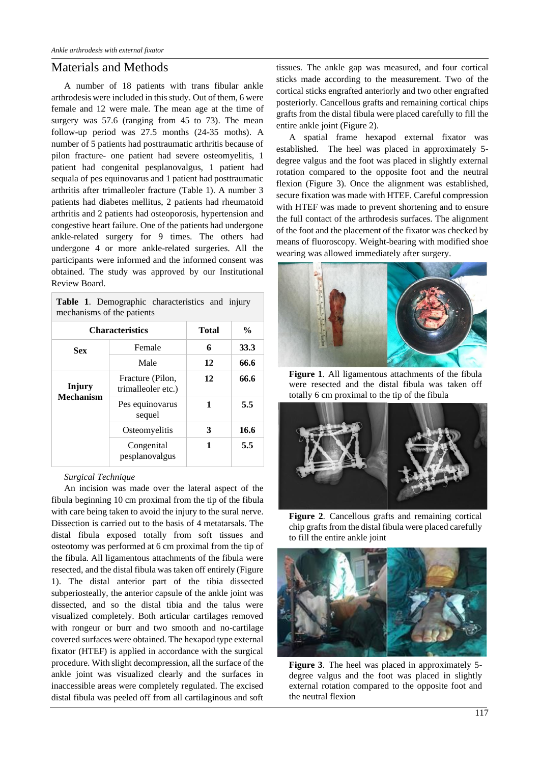## Materials and Methods

A number of 18 patients with trans fibular ankle arthrodesis were included in this study. Out of them, 6 were female and 12 were male. The mean age at the time of surgery was 57.6 (ranging from 45 to 73). The mean follow-up period was 27.5 months (24-35 moths). A number of 5 patients had posttraumatic arthritis because of pilon fracture- one patient had severe osteomyelitis, 1 patient had congenital pesplanovalgus, 1 patient had sequala of pes equinovarus and 1 patient had posttraumatic arthritis after trimalleoler fracture (Table 1). A number 3 patients had diabetes mellitus, 2 patients had rheumatoid arthritis and 2 patients had osteoporosis, hypertension and congestive heart failure. One of the patients had undergone ankle-related surgery for 9 times. The others had undergone 4 or more ankle-related surgeries. All the participants were informed and the informed consent was obtained. The study was approved by our Institutional Review Board.

**Table 1**. Demographic characteristics and injury mechanisms of the patients

| Characteristics | | Total | % |
|---|---|---|---|
| **Sex** | Female | **6** | **33.3** |
| | Male | **12** | **66.6** |
| **Injury Mechanism** | Fracture (Pilon, trimalleoler etc.) | **12** | **66.6** |
| | Pes equinovarus sequel | **1** | **5.5** |
| | Osteomyelitis | **3** | **16.6** |
| | Congenital pesplanovalgus | **1** | **5.5** |

*Surgical Technique*

An incision was made over the lateral aspect of the fibula beginning 10 cm proximal from the tip of the fibula with care being taken to avoid the injury to the sural nerve. Dissection is carried out to the basis of 4 metatarsals. The distal fibula exposed totally from soft tissues and osteotomy was performed at 6 cm proximal from the tip of the fibula. All ligamentous attachments of the fibula were resected, and the distal fibula was taken off entirely (Figure 1). The distal anterior part of the tibia dissected subperiosteally, the anterior capsule of the ankle joint was dissected, and so the distal tibia and the talus were visualized completely. Both articular cartilages removed with rongeur or burr and two smooth and no-cartilage covered surfaces were obtained. The hexapod type external fixator (HTEF) is applied in accordance with the surgical procedure. With slight decompression, all the surface of the ankle joint was visualized clearly and the surfaces in inaccessible areas were completely regulated. The excised distal fibula was peeled off from all cartilaginous and soft tissues. The ankle gap was measured, and four cortical sticks made according to the measurement. Two of the cortical sticks engrafted anteriorly and two other engrafted posteriorly. Cancellous grafts and remaining cortical chips grafts from the distal fibula were placed carefully to fill the entire ankle joint (Figure 2).

A spatial frame hexapod external fixator was established. The heel was placed in approximately 5-degree valgus and the foot was placed in slightly external rotation compared to the opposite foot and the neutral flexion (Figure 3). Once the alignment was established, secure fixation was made with HTEF. Careful compression with HTEF was made to prevent shortening and to ensure the full contact of the arthrodesis surfaces. The alignment of the foot and the placement of the fixator was checked by means of fluoroscopy. Weight-bearing with modified shoe wearing was allowed immediately after surgery.

**Figure 1**. All ligamentous attachments of the fibula were resected and the distal fibula was taken off totally 6 cm proximal to the tip of the fibula

**Figure 2**. Cancellous grafts and remaining cortical chip grafts from the distal fibula were placed carefully to fill the entire ankle joint

**Figure 3**. The heel was placed in approximately 5-degree valgus and the foot was placed in slightly external rotation compared to the opposite foot and the neutral flexion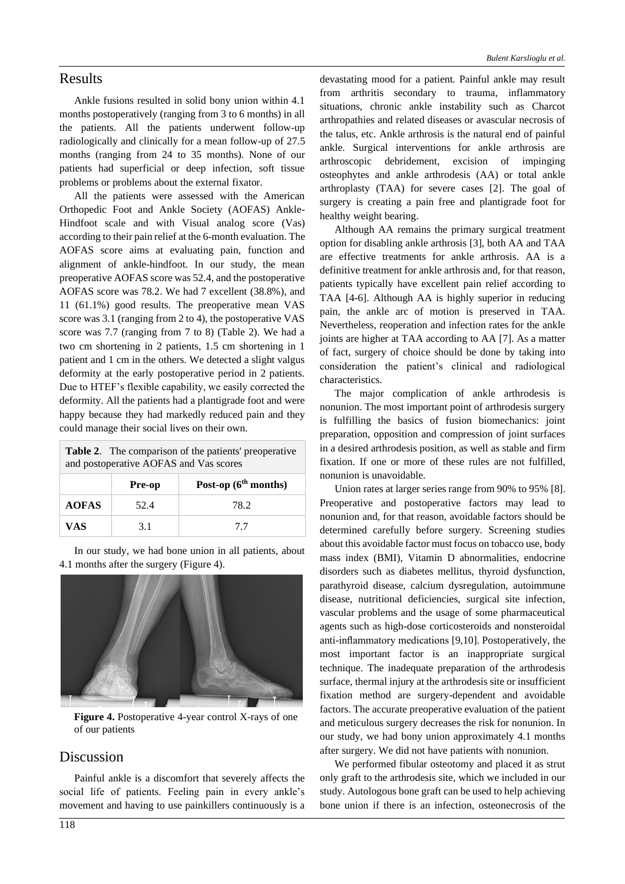## Results

Ankle fusions resulted in solid bony union within 4.1 months postoperatively (ranging from 3 to 6 months) in all the patients. All the patients underwent follow-up radiologically and clinically for a mean follow-up of 27.5 months (ranging from 24 to 35 months). None of our patients had superficial or deep infection, soft tissue problems or problems about the external fixator.

All the patients were assessed with the American Orthopedic Foot and Ankle Society (AOFAS) Ankle-Hindfoot scale and with Visual analog score (Vas) according to their pain relief at the 6-month evaluation. The AOFAS score aims at evaluating pain, function and alignment of ankle-hindfoot. In our study, the mean preoperative AOFAS score was 52.4, and the postoperative AOFAS score was 78.2. We had 7 excellent (38.8%), and 11 (61.1%) good results. The preoperative mean VAS score was 3.1 (ranging from 2 to 4), the postoperative VAS score was 7.7 (ranging from 7 to 8) (Table 2). We had a two cm shortening in 2 patients, 1.5 cm shortening in 1 patient and 1 cm in the others. We detected a slight valgus deformity at the early postoperative period in 2 patients. Due to HTEF's flexible capability, we easily corrected the deformity. All the patients had a plantigrade foot and were happy because they had markedly reduced pain and they could manage their social lives on their own.

**Table 2**. The comparison of the patients' preoperative and postoperative AOFAS and Vas scores

| | Pre-op | Post-op (6$^{th}$ months) |
|---|---|---|
| **AOFAS** | 52.4 | 78.2 |
| **VAS** | 3.1 | 7.7 |

In our study, we had bone union in all patients, about 4.1 months after the surgery (Figure 4).

**Figure 4.** Postoperative 4-year control X-rays of one of our patients

## Discussion

Painful ankle is a discomfort that severely affects the social life of patients. Feeling pain in every ankle's movement and having to use painkillers continuously is a devastating mood for a patient. Painful ankle may result from arthritis secondary to trauma, inflammatory situations, chronic ankle instability such as Charcot arthropathies and related diseases or avascular necrosis of the talus, etc. Ankle arthrosis is the natural end of painful ankle. Surgical interventions for ankle arthrosis are arthroscopic debridement, excision of impinging osteophytes and ankle arthrodesis (AA) or total ankle arthroplasty (TAA) for severe cases [2]. The goal of surgery is creating a pain free and plantigrade foot for healthy weight bearing.

Although AA remains the primary surgical treatment option for disabling ankle arthrosis [3], both AA and TAA are effective treatments for ankle arthrosis. AA is a definitive treatment for ankle arthrosis and, for that reason, patients typically have excellent pain relief according to TAA [4-6]. Although AA is highly superior in reducing pain, the ankle arc of motion is preserved in TAA. Nevertheless, reoperation and infection rates for the ankle joints are higher at TAA according to AA [7]. As a matter of fact, surgery of choice should be done by taking into consideration the patient's clinical and radiological characteristics.

The major complication of ankle arthrodesis is nonunion. The most important point of arthrodesis surgery is fulfilling the basics of fusion biomechanics: joint preparation, opposition and compression of joint surfaces in a desired arthrodesis position, as well as stable and firm fixation. If one or more of these rules are not fulfilled, nonunion is unavoidable.

Union rates at larger series range from 90% to 95% [8]. Preoperative and postoperative factors may lead to nonunion and, for that reason, avoidable factors should be determined carefully before surgery. Screening studies about this avoidable factor must focus on tobacco use, body mass index (BMI), Vitamin D abnormalities, endocrine disorders such as diabetes mellitus, thyroid dysfunction, parathyroid disease, calcium dysregulation, autoimmune disease, nutritional deficiencies, surgical site infection, vascular problems and the usage of some pharmaceutical agents such as high-dose corticosteroids and nonsteroidal anti-inflammatory medications [9,10]. Postoperatively, the most important factor is an inappropriate surgical technique. The inadequate preparation of the arthrodesis surface, thermal injury at the arthrodesis site or insufficient fixation method are surgery-dependent and avoidable factors. The accurate preoperative evaluation of the patient and meticulous surgery decreases the risk for nonunion. In our study, we had bony union approximately 4.1 months after surgery. We did not have patients with nonunion.

We performed fibular osteotomy and placed it as strut only graft to the arthrodesis site, which we included in our study. Autologous bone graft can be used to help achieving bone union if there is an infection, osteonecrosis of the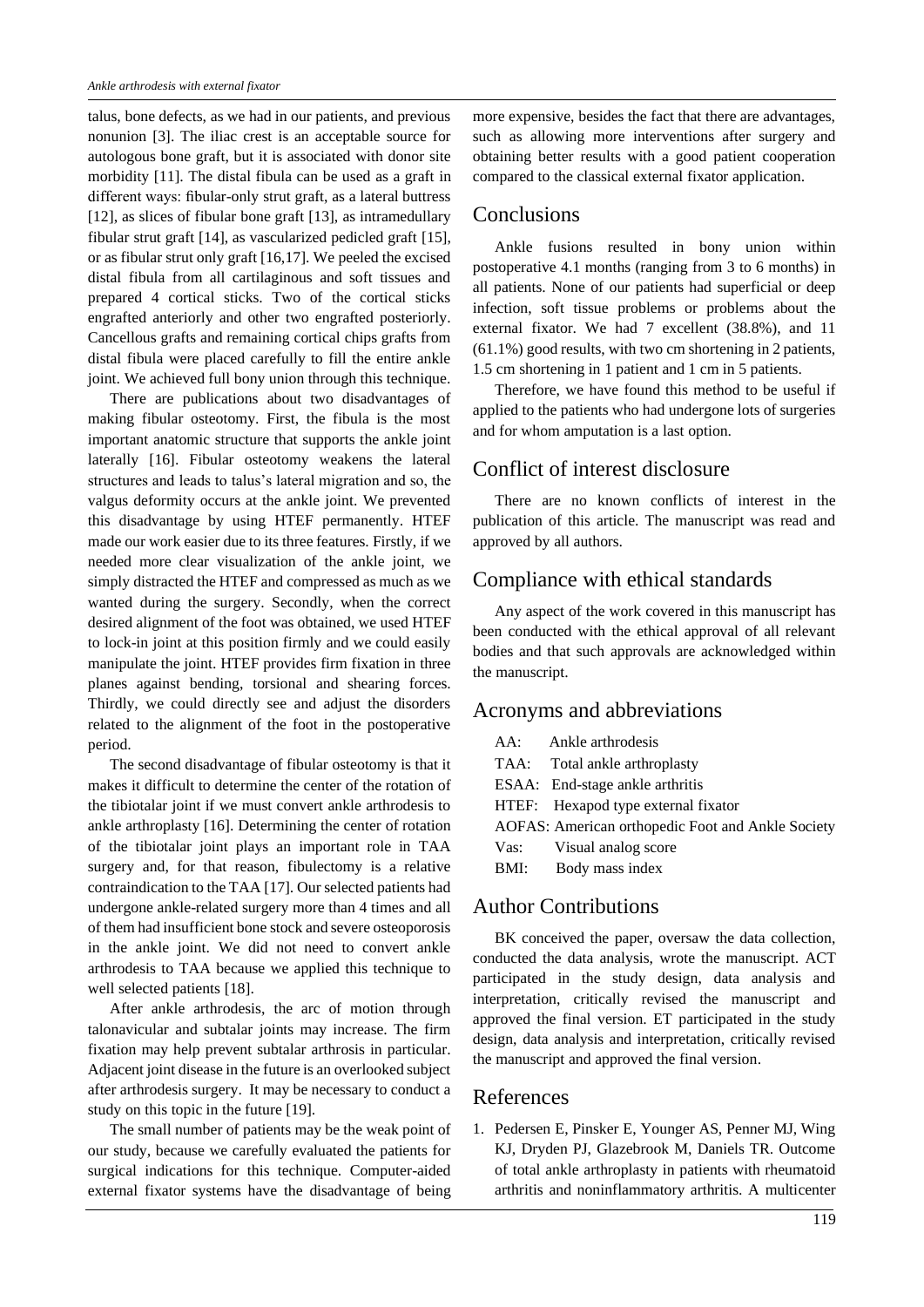talus, bone defects, as we had in our patients, and previous nonunion [3]. The iliac crest is an acceptable source for autologous bone graft, but it is associated with donor site morbidity [11]. The distal fibula can be used as a graft in different ways: fibular-only strut graft, as a lateral buttress [12], as slices of fibular bone graft [13], as intramedullary fibular strut graft [14], as vascularized pedicled graft [15], or as fibular strut only graft [16,17]. We peeled the excised distal fibula from all cartilaginous and soft tissues and prepared 4 cortical sticks. Two of the cortical sticks engrafted anteriorly and other two engrafted posteriorly. Cancellous grafts and remaining cortical chips grafts from distal fibula were placed carefully to fill the entire ankle joint. We achieved full bony union through this technique.

There are publications about two disadvantages of making fibular osteotomy. First, the fibula is the most important anatomic structure that supports the ankle joint laterally [16]. Fibular osteotomy weakens the lateral structures and leads to talus's lateral migration and so, the valgus deformity occurs at the ankle joint. We prevented this disadvantage by using HTEF permanently. HTEF made our work easier due to its three features. Firstly, if we needed more clear visualization of the ankle joint, we simply distracted the HTEF and compressed as much as we wanted during the surgery. Secondly, when the correct desired alignment of the foot was obtained, we used HTEF to lock-in joint at this position firmly and we could easily manipulate the joint. HTEF provides firm fixation in three planes against bending, torsional and shearing forces. Thirdly, we could directly see and adjust the disorders related to the alignment of the foot in the postoperative period.

The second disadvantage of fibular osteotomy is that it makes it difficult to determine the center of the rotation of the tibiotalar joint if we must convert ankle arthrodesis to ankle arthroplasty [16]. Determining the center of rotation of the tibiotalar joint plays an important role in TAA surgery and, for that reason, fibulectomy is a relative contraindication to the TAA [17]. Our selected patients had undergone ankle-related surgery more than 4 times and all of them had insufficient bone stock and severe osteoporosis in the ankle joint. We did not need to convert ankle arthrodesis to TAA because we applied this technique to well selected patients [18].

After ankle arthrodesis, the arc of motion through talonavicular and subtalar joints may increase. The firm fixation may help prevent subtalar arthrosis in particular. Adjacent joint disease in the future is an overlooked subject after arthrodesis surgery. It may be necessary to conduct a study on this topic in the future [19].

The small number of patients may be the weak point of our study, because we carefully evaluated the patients for surgical indications for this technique. Computer-aided external fixator systems have the disadvantage of being more expensive, besides the fact that there are advantages, such as allowing more interventions after surgery and obtaining better results with a good patient cooperation compared to the classical external fixator application.

## Conclusions

Ankle fusions resulted in bony union within postoperative 4.1 months (ranging from 3 to 6 months) in all patients. None of our patients had superficial or deep infection, soft tissue problems or problems about the external fixator. We had 7 excellent (38.8%), and 11 (61.1%) good results, with two cm shortening in 2 patients, 1.5 cm shortening in 1 patient and 1 cm in 5 patients.

Therefore, we have found this method to be useful if applied to the patients who had undergone lots of surgeries and for whom amputation is a last option.

## Conflict of interest disclosure

There are no known conflicts of interest in the publication of this article. The manuscript was read and approved by all authors.

## Compliance with ethical standards

Any aspect of the work covered in this manuscript has been conducted with the ethical approval of all relevant bodies and that such approvals are acknowledged within the manuscript.

## Acronyms and abbreviations

AA: Ankle arthrodesis  
TAA: Total ankle arthroplasty  
ESAA: End-stage ankle arthritis  
HTEF: Hexapod type external fixator  
AOFAS: American orthopedic Foot and Ankle Society  
Vas: Visual analog score  
BMI: Body mass index

## Author Contributions

BK conceived the paper, oversaw the data collection, conducted the data analysis, wrote the manuscript. ACT participated in the study design, data analysis and interpretation, critically revised the manuscript and approved the final version. ET participated in the study design, data analysis and interpretation, critically revised the manuscript and approved the final version.

## References

1. Pedersen E, Pinsker E, Younger AS, Penner MJ, Wing KJ, Dryden PJ, Glazebrook M, Daniels TR. Outcome of total ankle arthroplasty in patients with rheumatoid arthritis and noninflammatory arthritis. A multicenter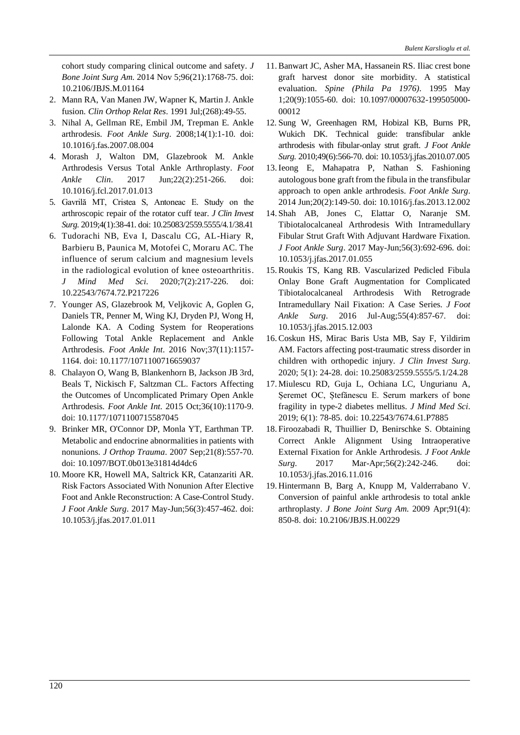cohort study comparing clinical outcome and safety. *J Bone Joint Surg Am*. 2014 Nov 5;96(21):1768-75. doi: 10.2106/JBJS.M.01164

2. Mann RA, Van Manen JW, Wapner K, Martin J. Ankle fusion. *Clin Orthop Relat Res*. 1991 Jul;(268):49-55.
3. Nihal A, Gellman RE, Embil JM, Trepman E. Ankle arthrodesis. *Foot Ankle Surg*. 2008;14(1):1-10. doi: 10.1016/j.fas.2007.08.004
4. Morash J, Walton DM, Glazebrook M. Ankle Arthrodesis Versus Total Ankle Arthroplasty. *Foot Ankle Clin*. 2017 Jun;22(2):251-266. doi: 10.1016/j.fcl.2017.01.013
5. Gavrilă MT, Cristea S, Antoneac E. Study on the arthroscopic repair of the rotator cuff tear. *J Clin Invest Surg*. 2019;4(1):38-41. doi: 10.25083/2559.5555/4.1/38.41
6. Tudorachi NB, Eva I, Dascalu CG, AL-Hiary R, Barbieru B, Paunica M, Motofei C, Moraru AC. The influence of serum calcium and magnesium levels in the radiological evolution of knee osteoarthritis. *J Mind Med Sci*. 2020;7(2):217-226. doi: 10.22543/7674.72.P217226
7. Younger AS, Glazebrook M, Veljkovic A, Goplen G, Daniels TR, Penner M, Wing KJ, Dryden PJ, Wong H, Lalonde KA. A Coding System for Reoperations Following Total Ankle Replacement and Ankle Arthrodesis. *Foot Ankle Int*. 2016 Nov;37(11):1157-1164. doi: 10.1177/1071100716659037
8. Chalayon O, Wang B, Blankenhorn B, Jackson JB 3rd, Beals T, Nickisch F, Saltzman CL. Factors Affecting the Outcomes of Uncomplicated Primary Open Ankle Arthrodesis. *Foot Ankle Int*. 2015 Oct;36(10):1170-9. doi: 10.1177/1071100715587045
9. Brinker MR, O'Connor DP, Monla YT, Earthman TP. Metabolic and endocrine abnormalities in patients with nonunions. *J Orthop Trauma*. 2007 Sep;21(8):557-70. doi: 10.1097/BOT.0b013e31814d4dc6
10. Moore KR, Howell MA, Saltrick KR, Catanzariti AR. Risk Factors Associated With Nonunion After Elective Foot and Ankle Reconstruction: A Case-Control Study. *J Foot Ankle Surg*. 2017 May-Jun;56(3):457-462. doi: 10.1053/j.jfas.2017.01.011
11. Banwart JC, Asher MA, Hassanein RS. Iliac crest bone graft harvest donor site morbidity. A statistical evaluation. *Spine (Phila Pa 1976)*. 1995 May 1;20(9):1055-60. doi: 10.1097/00007632-199505000-00012
12. Sung W, Greenhagen RM, Hobizal KB, Burns PR, Wukich DK. Technical guide: transfibular ankle arthrodesis with fibular-onlay strut graft. *J Foot Ankle Surg*. 2010;49(6):566-70. doi: 10.1053/j.jfas.2010.07.005
13. Ieong E, Mahapatra P, Nathan S. Fashioning autologous bone graft from the fibula in the transfibular approach to open ankle arthrodesis. *Foot Ankle Surg*. 2014 Jun;20(2):149-50. doi: 10.1016/j.fas.2013.12.002
14. Shah AB, Jones C, Elattar O, Naranje SM. Tibiotalocalcaneal Arthrodesis With Intramedullary Fibular Strut Graft With Adjuvant Hardware Fixation. *J Foot Ankle Surg*. 2017 May-Jun;56(3):692-696. doi: 10.1053/j.jfas.2017.01.055
15. Roukis TS, Kang RB. Vascularized Pedicled Fibula Onlay Bone Graft Augmentation for Complicated Tibiotalocalcaneal Arthrodesis With Retrograde Intramedullary Nail Fixation: A Case Series. *J Foot Ankle Surg*. 2016 Jul-Aug;55(4):857-67. doi: 10.1053/j.jfas.2015.12.003
16. Coskun HS, Mirac Baris Usta MB, Say F, Yildirim AM. Factors affecting post-traumatic stress disorder in children with orthopedic injury. *J Clin Invest Surg*. 2020; 5(1): 24-28. doi: 10.25083/2559.5555/5.1/24.28
17. Miulescu RD, Guja L, Ochiana LC, Ungurianu A, Șeremet OC, Ștefănescu E. Serum markers of bone fragility in type-2 diabetes mellitus. *J Mind Med Sci*. 2019; 6(1): 78-85. doi: 10.22543/7674.61.P7885
18. Firoozabadi R, Thuillier D, Benirschke S. Obtaining Correct Ankle Alignment Using Intraoperative External Fixation for Ankle Arthrodesis. *J Foot Ankle Surg*. 2017 Mar-Apr;56(2):242-246. doi: 10.1053/j.jfas.2016.11.016
19. Hintermann B, Barg A, Knupp M, Valderrabano V. Conversion of painful ankle arthrodesis to total ankle arthroplasty. *J Bone Joint Surg Am*. 2009 Apr;91(4): 850-8. doi: 10.2106/JBJS.H.00229